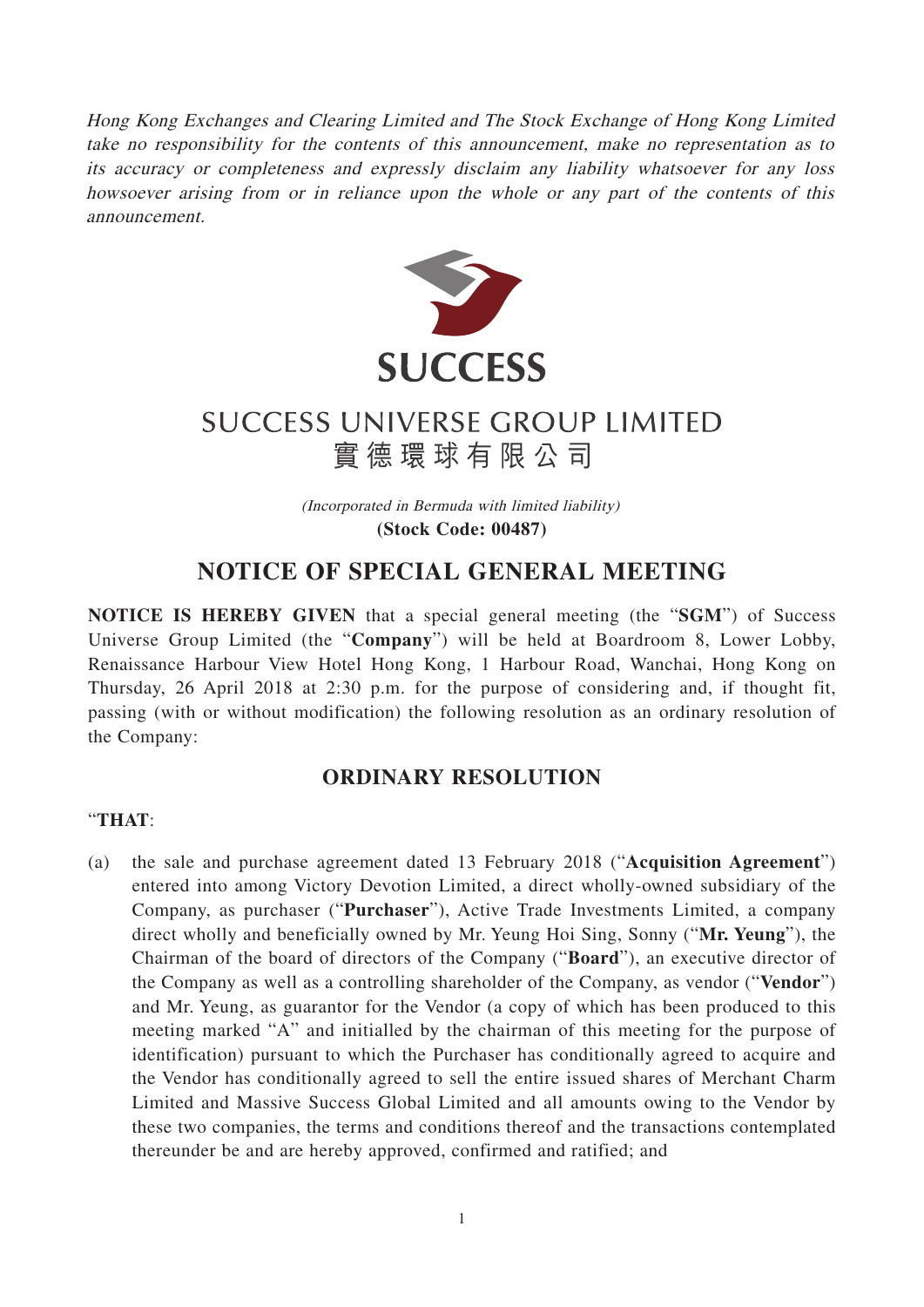*Hong Kong Exchanges and Clearing Limited and The Stock Exchange of Hong Kong Limited take no responsibility for the contents of this announcement, make no representation as to its accuracy or completeness and expressly disclaim any liability whatsoever for any loss howsoever arising from or in reliance upon the whole or any part of the contents of this announcement.*

**SUCCESS**

# SUCCESS UNIVERSE GROUP LIMITED
# 實德環球有限公司

*(Incorporated in Bermuda with limited liability)*
**(Stock Code: 00487)**

## NOTICE OF SPECIAL GENERAL MEETING

**NOTICE IS HEREBY GIVEN** that a special general meeting (the "**SGM**") of Success Universe Group Limited (the "**Company**") will be held at Boardroom 8, Lower Lobby, Renaissance Harbour View Hotel Hong Kong, 1 Harbour Road, Wanchai, Hong Kong on Thursday, 26 April 2018 at 2:30 p.m. for the purpose of considering and, if thought fit, passing (with or without modification) the following resolution as an ordinary resolution of the Company:

## ORDINARY RESOLUTION

"**THAT**:

(a) the sale and purchase agreement dated 13 February 2018 ("**Acquisition Agreement**") entered into among Victory Devotion Limited, a direct wholly-owned subsidiary of the Company, as purchaser ("**Purchaser**"), Active Trade Investments Limited, a company direct wholly and beneficially owned by Mr. Yeung Hoi Sing, Sonny ("**Mr. Yeung**"), the Chairman of the board of directors of the Company ("**Board**"), an executive director of the Company as well as a controlling shareholder of the Company, as vendor ("**Vendor**") and Mr. Yeung, as guarantor for the Vendor (a copy of which has been produced to this meeting marked "A" and initialled by the chairman of this meeting for the purpose of identification) pursuant to which the Purchaser has conditionally agreed to acquire and the Vendor has conditionally agreed to sell the entire issued shares of Merchant Charm Limited and Massive Success Global Limited and all amounts owing to the Vendor by these two companies, the terms and conditions thereof and the transactions contemplated thereunder be and are hereby approved, confirmed and ratified; and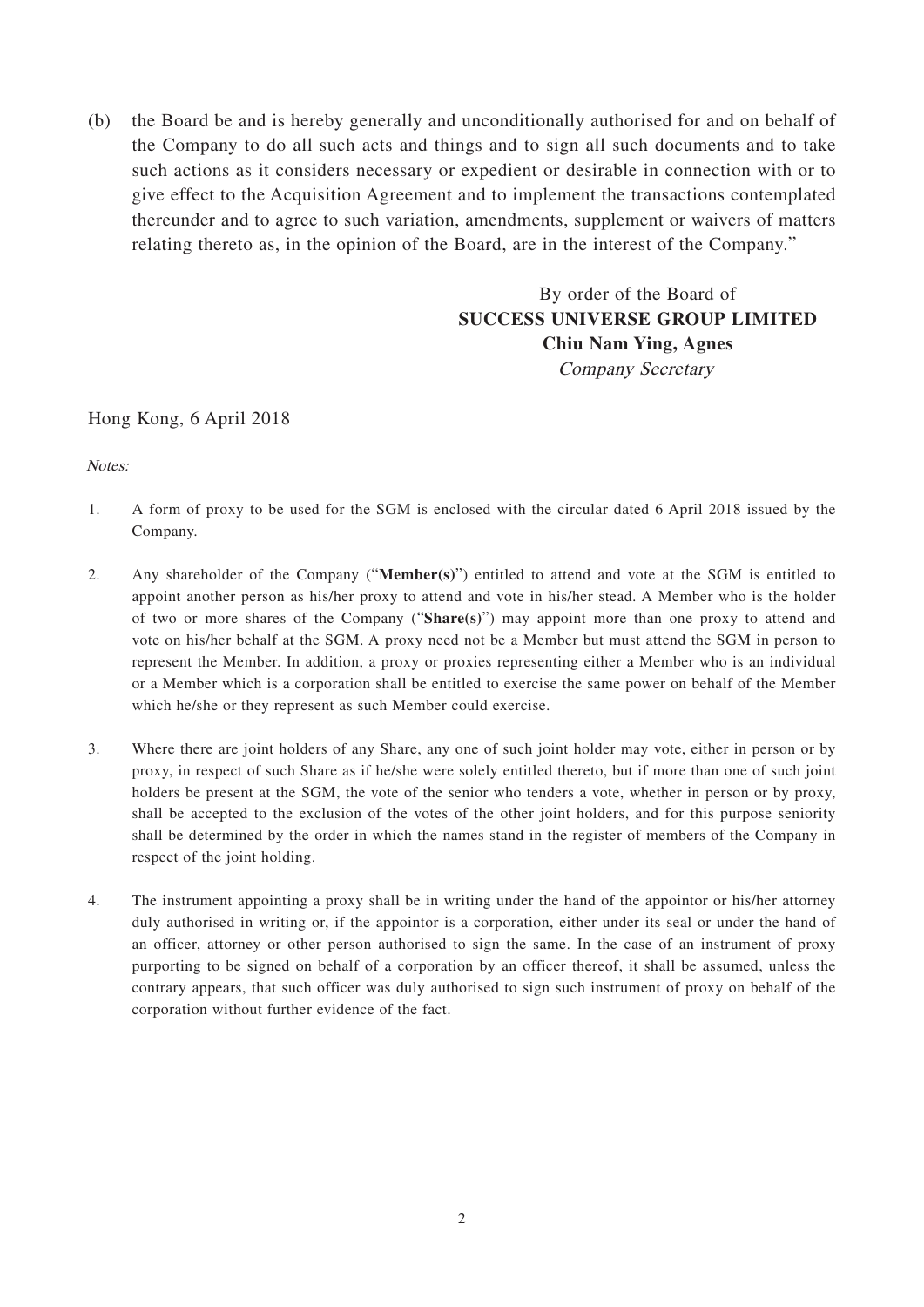(b) the Board be and is hereby generally and unconditionally authorised for and on behalf of the Company to do all such acts and things and to sign all such documents and to take such actions as it considers necessary or expedient or desirable in connection with or to give effect to the Acquisition Agreement and to implement the transactions contemplated thereunder and to agree to such variation, amendments, supplement or waivers of matters relating thereto as, in the opinion of the Board, are in the interest of the Company."

By order of the Board of
**SUCCESS UNIVERSE GROUP LIMITED**
**Chiu Nam Ying, Agnes**
*Company Secretary*

Hong Kong, 6 April 2018

*Notes:*

1. A form of proxy to be used for the SGM is enclosed with the circular dated 6 April 2018 issued by the Company.

2. Any shareholder of the Company ("**Member(s)**") entitled to attend and vote at the SGM is entitled to appoint another person as his/her proxy to attend and vote in his/her stead. A Member who is the holder of two or more shares of the Company ("**Share(s)**") may appoint more than one proxy to attend and vote on his/her behalf at the SGM. A proxy need not be a Member but must attend the SGM in person to represent the Member. In addition, a proxy or proxies representing either a Member who is an individual or a Member which is a corporation shall be entitled to exercise the same power on behalf of the Member which he/she or they represent as such Member could exercise.

3. Where there are joint holders of any Share, any one of such joint holder may vote, either in person or by proxy, in respect of such Share as if he/she were solely entitled thereto, but if more than one of such joint holders be present at the SGM, the vote of the senior who tenders a vote, whether in person or by proxy, shall be accepted to the exclusion of the votes of the other joint holders, and for this purpose seniority shall be determined by the order in which the names stand in the register of members of the Company in respect of the joint holding.

4. The instrument appointing a proxy shall be in writing under the hand of the appointor or his/her attorney duly authorised in writing or, if the appointor is a corporation, either under its seal or under the hand of an officer, attorney or other person authorised to sign the same. In the case of an instrument of proxy purporting to be signed on behalf of a corporation by an officer thereof, it shall be assumed, unless the contrary appears, that such officer was duly authorised to sign such instrument of proxy on behalf of the corporation without further evidence of the fact.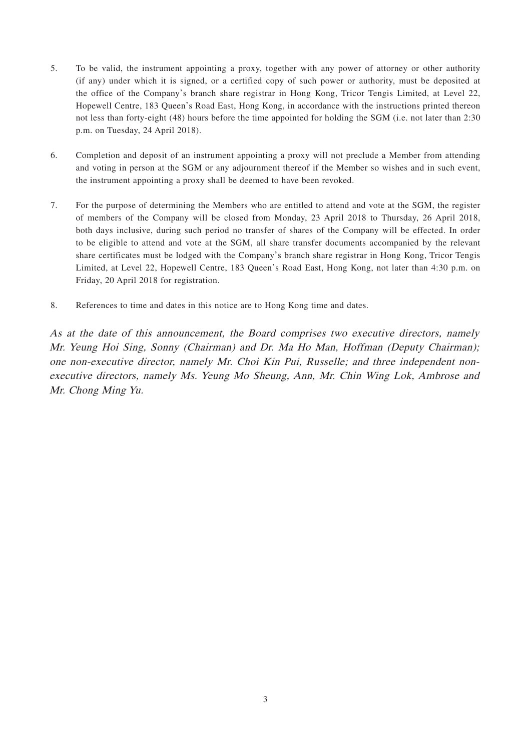5. To be valid, the instrument appointing a proxy, together with any power of attorney or other authority (if any) under which it is signed, or a certified copy of such power or authority, must be deposited at the office of the Company's branch share registrar in Hong Kong, Tricor Tengis Limited, at Level 22, Hopewell Centre, 183 Queen's Road East, Hong Kong, in accordance with the instructions printed thereon not less than forty-eight (48) hours before the time appointed for holding the SGM (i.e. not later than 2:30 p.m. on Tuesday, 24 April 2018).

6. Completion and deposit of an instrument appointing a proxy will not preclude a Member from attending and voting in person at the SGM or any adjournment thereof if the Member so wishes and in such event, the instrument appointing a proxy shall be deemed to have been revoked.

7. For the purpose of determining the Members who are entitled to attend and vote at the SGM, the register of members of the Company will be closed from Monday, 23 April 2018 to Thursday, 26 April 2018, both days inclusive, during such period no transfer of shares of the Company will be effected. In order to be eligible to attend and vote at the SGM, all share transfer documents accompanied by the relevant share certificates must be lodged with the Company's branch share registrar in Hong Kong, Tricor Tengis Limited, at Level 22, Hopewell Centre, 183 Queen's Road East, Hong Kong, not later than 4:30 p.m. on Friday, 20 April 2018 for registration.

8. References to time and dates in this notice are to Hong Kong time and dates.

*As at the date of this announcement, the Board comprises two executive directors, namely Mr. Yeung Hoi Sing, Sonny (Chairman) and Dr. Ma Ho Man, Hoffman (Deputy Chairman); one non-executive director, namely Mr. Choi Kin Pui, Russelle; and three independent non-executive directors, namely Ms. Yeung Mo Sheung, Ann, Mr. Chin Wing Lok, Ambrose and Mr. Chong Ming Yu.*